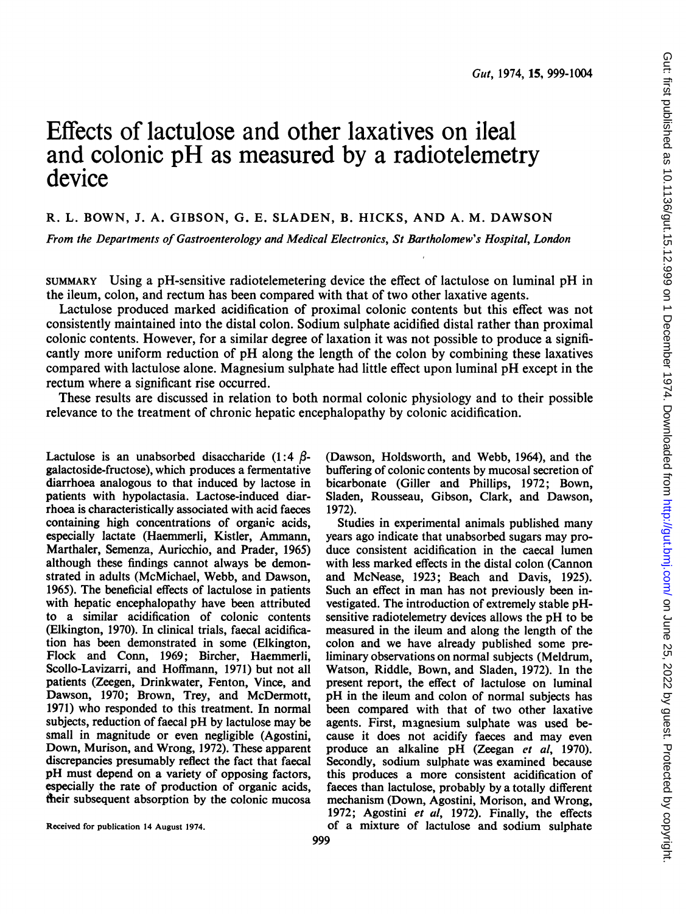# Effects of lactulose and other laxatives on ileal and colonic pH as measured by a radiotelemetry device

R. L. BOWN, J. A. GIBSON, G. E. SLADEN, B. HICKS, AND A. M. DAWSON

*From the Departments of Gastroenterology and Medical Electronics, St Bartholomew's Hospital, London*

SUMMARY Using a pH-sensitive radiotelemetering device the effect of lactulose on luminal pH in the ileum, colon, and rectum has been compared with that of two other laxative agents.

Lactulose produced marked acidification of proximal colonic contents but this effect was not consistently maintained into the distal colon. Sodium sulphate acidified distal rather than proximal colonic contents. However, for a similar degree of laxation it was not possible to produce a significantly more uniform reduction of pH along the length of the colon by combining these laxatives compared with lactulose alone. Magnesium sulphate had little effect upon luminal pH except in the rectum where a significant rise occurred.

These results are discussed in relation to both normal colonic physiology and to their possible relevance to the treatment of chronic hepatic encephalopathy by colonic acidification.

Lactulose is an unabsorbed disaccharide (1:4 $\beta$-galactoside-fructose), which produces a fermentative diarrhoea analogous to that induced by lactose in patients with hypolactasia. Lactose-induced diarrhoea is characteristically associated with acid faeces containing high concentrations of organic acids, especially lactate (Haemmerli, Kistler, Ammann, Marthaler, Semenza, Auricchio, and Prader, 1965) although these findings cannot always be demonstrated in adults (McMichael, Webb, and Dawson, 1965). The beneficial effects of lactulose in patients with hepatic encephalopathy have been attributed to a similar acidification of colonic contents (Elkington, 1970). In clinical trials, faecal acidification has been demonstrated in some (Elkington, Flock and Conn, 1969; Bircher, Haemmerli, Scollo-Lavizarri, and Hoffmann, 1971) but not all patients (Zeegen, Drinkwater, Fenton, Vince, and Dawson, 1970; Brown, Trey, and McDermott, 1971) who responded to this treatment. In normal subjects, reduction of faecal pH by lactulose may be small in magnitude or even negligible (Agostini, Down, Murison, and Wrong, 1972). These apparent discrepancies presumably reflect the fact that faecal pH must depend on a variety of opposing factors, especially the rate of production of organic acids, their subsequent absorption by the colonic mucosa (Dawson, Holdsworth, and Webb, 1964), and the buffering of colonic contents by mucosal secretion of bicarbonate (Giller and Phillips, 1972; Bown, Sladen, Rousseau, Gibson, Clark, and Dawson, 1972).

Studies in experimental animals published many years ago indicate that unabsorbed sugars may produce consistent acidification in the caecal lumen with less marked effects in the distal colon (Cannon and McNease, 1923; Beach and Davis, 1925). Such an effect in man has not previously been investigated. The introduction of extremely stable pH-sensitive radiotelemetry devices allows the pH to be measured in the ileum and along the length of the colon and we have already published some preliminary observations on normal subjects (Meldrum, Watson, Riddle, Bown, and Sladen, 1972). In the present report, the effect of lactulose on luminal pH in the ileum and colon of normal subjects has been compared with that of two other laxative agents. First, magnesium sulphate was used because it does not acidify faeces and may even produce an alkaline pH (Zeegan *et al*, 1970). Secondly, sodium sulphate was examined because this produces a more consistent acidification of faeces than lactulose, probably by a totally different mechanism (Down, Agostini, Morison, and Wrong, 1972; Agostini *et al*, 1972). Finally, the effects of a mixture of lactulose and sodium sulphate

Received for publication 14 August 1974.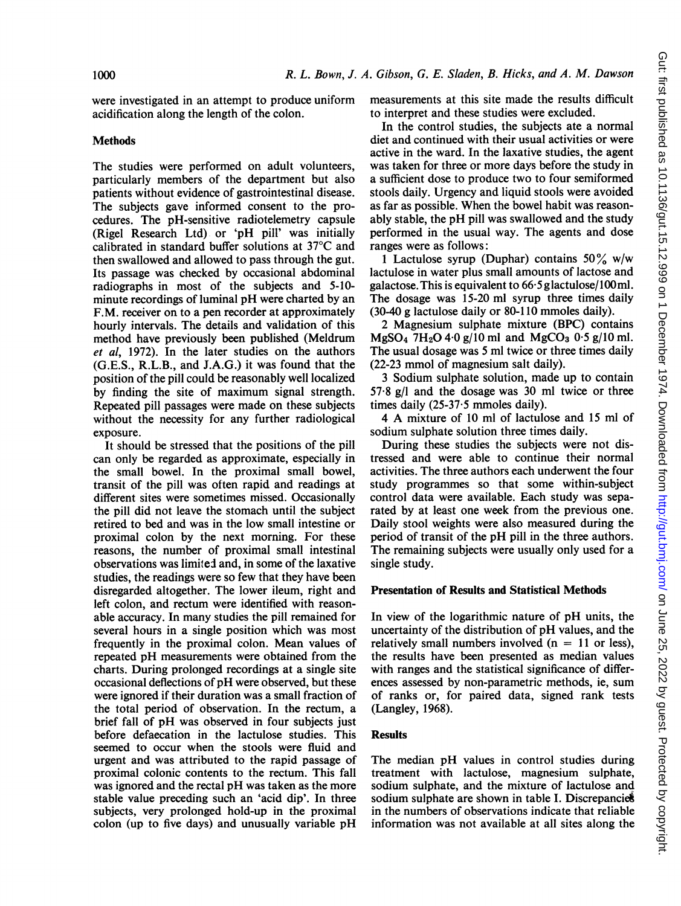were investigated in an attempt to produce uniform acidification along the length of the colon.

## Methods

The studies were performed on adult volunteers, particularly members of the department but also patients without evidence of gastrointestinal disease. The subjects gave informed consent to the procedures. The pH-sensitive radiotelemetry capsule (Rigel Research Ltd) or 'pH pill' was initially calibrated in standard buffer solutions at 37°C and then swallowed and allowed to pass through the gut. Its passage was checked by occasional abdominal radiographs in most of the subjects and 5-10-minute recordings of luminal pH were charted by an F.M. receiver on to a pen recorder at approximately hourly intervals. The details and validation of this method have previously been published (Meldrum *et al*, 1972). In the later studies on the authors (G.E.S., R.L.B., and J.A.G.) it was found that the position of the pill could be reasonably well localized by finding the site of maximum signal strength. Repeated pill passages were made on these subjects without the necessity for any further radiological exposure.

It should be stressed that the positions of the pill can only be regarded as approximate, especially in the small bowel. In the proximal small bowel, transit of the pill was often rapid and readings at different sites were sometimes missed. Occasionally the pill did not leave the stomach until the subject retired to bed and was in the low small intestine or proximal colon by the next morning. For these reasons, the number of proximal small intestinal observations was limited and, in some of the laxative studies, the readings were so few that they have been disregarded altogether. The lower ileum, right and left colon, and rectum were identified with reasonable accuracy. In many studies the pill remained for several hours in a single position which was most frequently in the proximal colon. Mean values of repeated pH measurements were obtained from the charts. During prolonged recordings at a single site occasional deflections of pH were observed, but these were ignored if their duration was a small fraction of the total period of observation. In the rectum, a brief fall of pH was observed in four subjects just before defaecation in the lactulose studies. This seemed to occur when the stools were fluid and urgent and was attributed to the rapid passage of proximal colonic contents to the rectum. This fall was ignored and the rectal pH was taken as the more stable value preceding such an 'acid dip'. In three subjects, very prolonged hold-up in the proximal colon (up to five days) and unusually variable pH measurements at this site made the results difficult to interpret and these studies were excluded.

In the control studies, the subjects ate a normal diet and continued with their usual activities or were active in the ward. In the laxative studies, the agent was taken for three or more days before the study in a sufficient dose to produce two to four semiformed stools daily. Urgency and liquid stools were avoided as far as possible. When the bowel habit was reasonably stable, the pH pill was swallowed and the study performed in the usual way. The agents and dose ranges were as follows:

1 Lactulose syrup (Duphar) contains 50% w/w lactulose in water plus small amounts of lactose and galactose. This is equivalent to 66·5 g lactulose/100 ml. The dosage was 15-20 ml syrup three times daily (30-40 g lactulose daily or 80-110 mmoles daily).

2 Magnesium sulphate mixture (BPC) contains $MgSO_4\ 7H_2O$ 4·0 g/10 ml and $MgCO_3$ 0·5 g/10 ml. The usual dosage was 5 ml twice or three times daily (22-23 mmol of magnesium salt daily).

3 Sodium sulphate solution, made up to contain 57·8 g/l and the dosage was 30 ml twice or three times daily (25-37·5 mmoles daily).

4 A mixture of 10 ml of lactulose and 15 ml of sodium sulphate solution three times daily.

During these studies the subjects were not distressed and were able to continue their normal activities. The three authors each underwent the four study programmes so that some within-subject control data were available. Each study was separated by at least one week from the previous one. Daily stool weights were also measured during the period of transit of the pH pill in the three authors. The remaining subjects were usually only used for a single study.

## Presentation of Results and Statistical Methods

In view of the logarithmic nature of pH units, the uncertainty of the distribution of pH values, and the relatively small numbers involved (n = 11 or less), the results have been presented as median values with ranges and the statistical significance of differences assessed by non-parametric methods, ie, sum of ranks or, for paired data, signed rank tests (Langley, 1968).

## Results

The median pH values in control studies during treatment with lactulose, magnesium sulphate, sodium sulphate, and the mixture of lactulose and sodium sulphate are shown in table I. Discrepancies in the numbers of observations indicate that reliable information was not available at all sites along the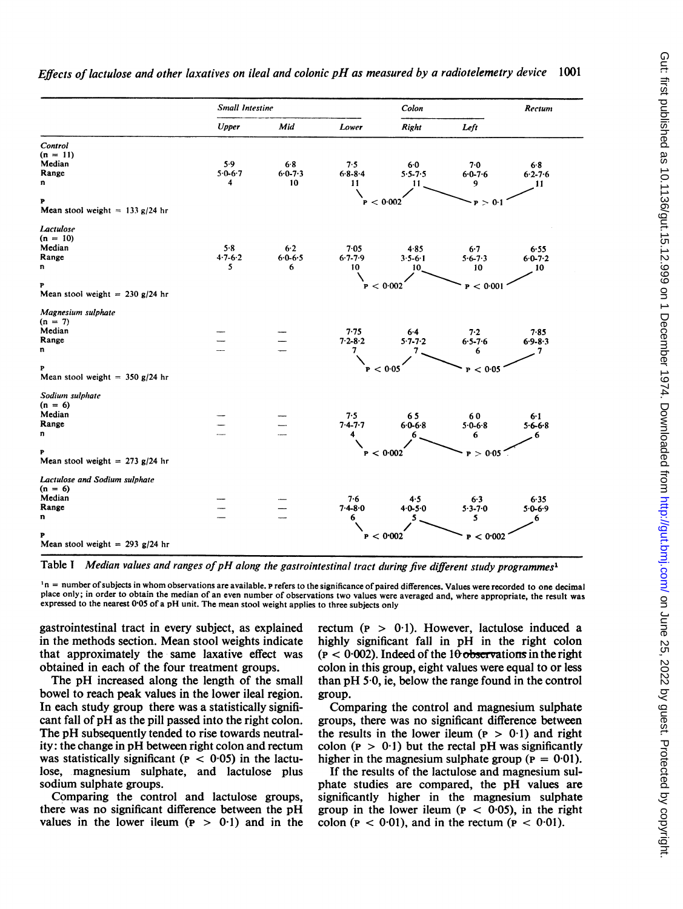| | Small Intestine | | | Colon | | Rectum |
|---|---|---|---|---|---|---|
| | Upper | Mid | Lower | Right | Left | |
| *Control* (n = 11) | | | | | | |
| Median | 5·9 | 6·8 | 7·5 | 6·0 | 7·0 | 6·8 |
| Range | 5·0-6·7 | 6·0-7·3 | 6·8-8·4 | 5·5-7·5 | 6·0-7·6 | 6·2-7·6 |
| n | 4 | 10 | 11 | 11 | 9 | 11 |
| P | | | P < 0·002 | | P > 0·1 | |
| Mean stool weight = 133 g/24 hr | | | | | | |
| *Lactulose* (n = 10) | | | | | | |
| Median | 5·8 | 6·2 | 7·05 | 4·85 | 6·7 | 6·55 |
| Range | 4·7-6·2 | 6·0-6·5 | 6·7-7·9 | 3·5-6·1 | 5·6-7·3 | 6·0-7·2 |
| n | 5 | 6 | 10 | 10 | 10 | 10 |
| P | | | P < 0·002 | | P < 0·001 | |
| Mean stool weight = 230 g/24 hr | | | | | | |
| *Magnesium sulphate* (n = 7) | | | | | | |
| Median | — | — | 7·75 | 6·4 | 7·2 | 7·85 |
| Range | — | — | 7·2-8·2 | 5·7-7·2 | 6·5-7·6 | 6·9-8·3 |
| n | — | — | 7 | 7 | 6 | 7 |
| P | | | P < 0·05 | | P < 0·05 | |
| Mean stool weight = 350 g/24 hr | | | | | | |
| *Sodium sulphate* (n = 6) | | | | | | |
| Median | — | — | 7·5 | 6 5 | 6 0 | 6·1 |
| Range | — | — | 7·4-7·7 | 6·0-6·8 | 5·0-6·8 | 5·6-6·8 |
| n | — | — | 4 | 6 | 6 | 6 |
| P | | | P < 0·002 | | P > 0·05 | |
| Mean stool weight = 273 g/24 hr | | | | | | |
| *Lactulose and Sodium sulphate* (n = 6) | | | | | | |
| Median | — | — | 7·6 | 4·5 | 6·3 | 6·35 |
| Range | — | — | 7·4-8·0 | 4·0-5·0 | 5·3-7·0 | 5·0-6·9 |
| n | — | — | 6 | 5 | 5 | 6 |
| P | | | P < 0·002 | | P < 0·002 | |
| Mean stool weight = 293 g/24 hr | | | | | | |

Table I *Median values and ranges of pH along the gastrointestinal tract during five different study programmes*[1]

[1] n = number of subjects in whom observations are available. P refers to the significance of paired differences. Values were recorded to one decimal place only; in order to obtain the median of an even number of observations two values were averaged and, where appropriate, the result was expressed to the nearest 0·05 of a pH unit. The mean stool weight applies to three subjects only

gastrointestinal tract in every subject, as explained in the methods section. Mean stool weights indicate that approximately the same laxative effect was obtained in each of the four treatment groups.

The pH increased along the length of the small bowel to reach peak values in the lower ileal region. In each study group there was a statistically significant fall of pH as the pill passed into the right colon. The pH subsequently tended to rise towards neutrality: the change in pH between right colon and rectum was statistically significant ($P < 0·05$) in the lactulose, magnesium sulphate, and lactulose plus sodium sulphate groups.

Comparing the control and lactulose groups, there was no significant difference between the pH values in the lower ileum ($P > 0·1$) and in the rectum ($P > 0·1$). However, lactulose induced a highly significant fall in pH in the right colon ($P < 0·002$). Indeed of the 10 observations in the right colon in this group, eight values were equal to or less than pH 5·0, ie, below the range found in the control group.

Comparing the control and magnesium sulphate groups, there was no significant difference between the results in the lower ileum ($P > 0·1$) and right colon ($P > 0·1$) but the rectal pH was significantly higher in the magnesium sulphate group ($P = 0·01$).

If the results of the lactulose and magnesium sulphate studies are compared, the pH values are significantly higher in the magnesium sulphate group in the lower ileum ($P < 0·05$), in the right colon ($P < 0·01$), and in the rectum ($P < 0·01$).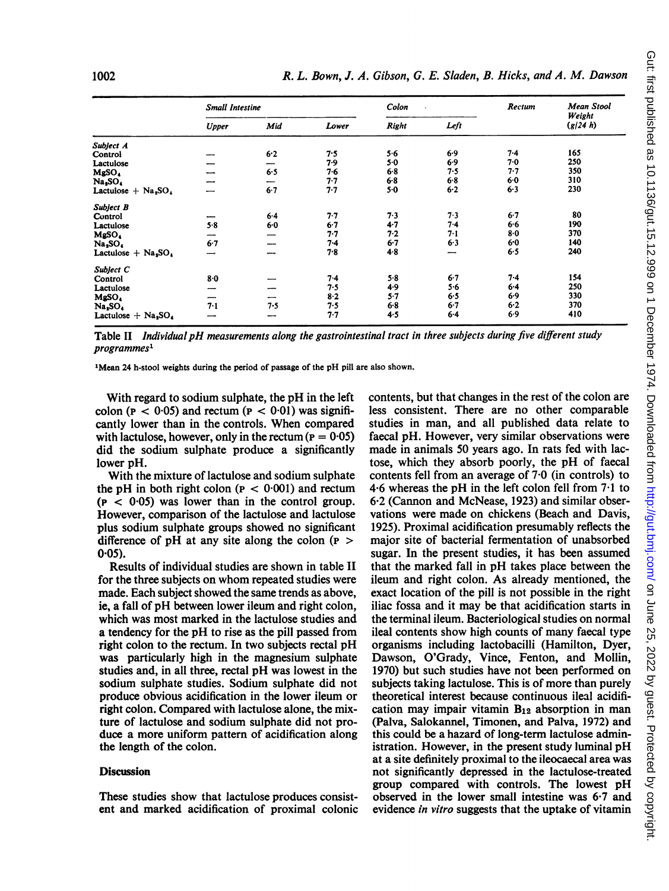|  | Small Intestine |  |  | Colon |  | Rectum | Mean Stool Weight (g/24 h) |
|---|---|---|---|---|---|---|---|
|  | Upper | Mid | Lower | Right | Left |  |  |
| *Subject A* |  |  |  |  |  |  |  |
| Control | — | 6·2 | 7·5 | 5·6 | 6·9 | 7·4 | 165 |
| Lactulose | — | — | 7·9 | 5·0 | 6·9 | 7·0 | 250 |
| $MgSO_4$ | — | 6·5 | 7·6 | 6·8 | 7·5 | 7·7 | 350 |
| $Na_2SO_4$ | — | — | 7·7 | 6·8 | 6·8 | 6·0 | 310 |
| Lactulose + $Na_2SO_4$ | — | 6·7 | 7·7 | 5·0 | 6·2 | 6·3 | 230 |
| *Subject B* |  |  |  |  |  |  |  |
| Control | — | 6·4 | 7·7 | 7·3 | 7·3 | 6·7 | 80 |
| Lactulose | 5·8 | 6·0 | 6·7 | 4·7 | 7·4 | 6·6 | 190 |
| $MgSO_4$ | — | — | 7·7 | 7·2 | 7·1 | 8·0 | 370 |
| $Na_2SO_4$ | 6·7 | — | 7·4 | 6·7 | 6·3 | 6·0 | 140 |
| Lactulose + $Na_2SO_4$ | — | — | 7·8 | 4·8 | — | 6·5 | 240 |
| *Subject C* |  |  |  |  |  |  |  |
| Control | 8·0 | — | 7·4 | 5·8 | 6·7 | 7·4 | 154 |
| Lactulose | — | — | 7·5 | 4·9 | 5·6 | 6·4 | 250 |
| $MgSO_4$ | — | — | 8·2 | 5·7 | 6·5 | 6·9 | 330 |
| $Na_2SO_4$ | 7·1 | 7·5 | 7·5 | 6·8 | 6·7 | 6·2 | 370 |
| Lactulose + $Na_2SO_4$ | — | — | 7·7 | 4·5 | 6·4 | 6·9 | 410 |

Table II *Individual pH measurements along the gastrointestinal tract in three subjects during five different study programmes*[1]

[1]Mean 24 h-stool weights during the period of passage of the pH pill are also shown.

With regard to sodium sulphate, the pH in the left colon ($P < 0·05$) and rectum ($P < 0·01$) was significantly lower than in the controls. When compared with lactulose, however, only in the rectum ($P = 0·05$) did the sodium sulphate produce a significantly lower pH.

With the mixture of lactulose and sodium sulphate the pH in both right colon ($P < 0·001$) and rectum ($P < 0·05$) was lower than in the control group. However, comparison of the lactulose and lactulose plus sodium sulphate groups showed no significant difference of pH at any site along the colon ($P > 0·05$).

Results of individual studies are shown in table II for the three subjects on whom repeated studies were made. Each subject showed the same trends as above, ie, a fall of pH between lower ileum and right colon, which was most marked in the lactulose studies and a tendency for the pH to rise as the pill passed from right colon to the rectum. In two subjects rectal pH was particularly high in the magnesium sulphate studies and, in all three, rectal pH was lowest in the sodium sulphate studies. Sodium sulphate did not produce obvious acidification in the lower ileum or right colon. Compared with lactulose alone, the mixture of lactulose and sodium sulphate did not produce a more uniform pattern of acidification along the length of the colon.

## Discussion

These studies show that lactulose produces consistent and marked acidification of proximal colonic contents, but that changes in the rest of the colon are less consistent. There are no other comparable studies in man, and all published data relate to faecal pH. However, very similar observations were made in animals 50 years ago. In rats fed with lactose, which they absorb poorly, the pH of faecal contents fell from an average of 7·0 (in controls) to 4·6 whereas the pH in the left colon fell from 7·1 to 6·2 (Cannon and McNease, 1923) and similar observations were made on chickens (Beach and Davis, 1925). Proximal acidification presumably reflects the major site of bacterial fermentation of unabsorbed sugar. In the present studies, it has been assumed that the marked fall in pH takes place between the ileum and right colon. As already mentioned, the exact location of the pill is not possible in the right iliac fossa and it may be that acidification starts in the terminal ileum. Bacteriological studies on normal ileal contents show high counts of many faecal type organisms including lactobacilli (Hamilton, Dyer, Dawson, O'Grady, Vince, Fenton, and Mollin, 1970) but such studies have not been performed on subjects taking lactulose. This is of more than purely theoretical interest because continuous ileal acidification may impair vitamin $B_{12}$ absorption in man (Palva, Salokannel, Timonen, and Palva, 1972) and this could be a hazard of long-term lactulose administration. However, in the present study luminal pH at a site definitely proximal to the ileocaecal area was not significantly depressed in the lactulose-treated group compared with controls. The lowest pH observed in the lower small intestine was 6·7 and evidence *in vitro* suggests that the uptake of vitamin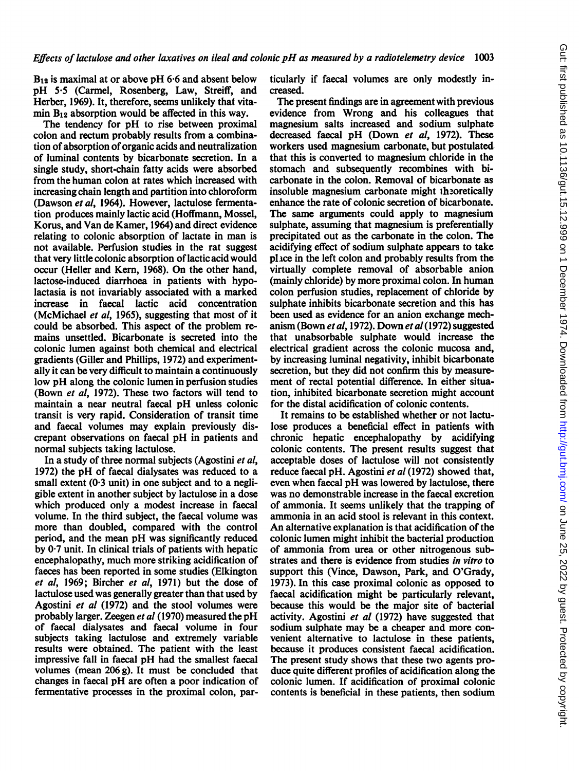$B_{12}$ is maximal at or above pH 6·6 and absent below pH 5·5 (Carmel, Rosenberg, Law, Streiff, and Herber, 1969). It, therefore, seems unlikely that vitamin $B_{12}$ absorption would be affected in this way.

The tendency for pH to rise between proximal colon and rectum probably results from a combination of absorption of organic acids and neutralization of luminal contents by bicarbonate secretion. In a single study, short-chain fatty acids were absorbed from the human colon at rates which increased with increasing chain length and partition into chloroform (Dawson *et al*, 1964). However, lactulose fermentation produces mainly lactic acid (Hoffmann, Mossel, Korus, and Van de Kamer, 1964) and direct evidence relating to colonic absorption of lactate in man is not available. Perfusion studies in the rat suggest that very little colonic absorption of lactic acid would occur (Heller and Kern, 1968). On the other hand, lactose-induced diarrhoea in patients with hypolactasia is not invariably associated with a marked increase in faecal lactic acid concentration (McMichael *et al*, 1965), suggesting that most of it could be absorbed. This aspect of the problem remains unsettled. Bicarbonate is secreted into the colonic lumen against both chemical and electrical gradients (Giller and Phillips, 1972) and experimentally it can be very difficult to maintain a continuously low pH along the colonic lumen in perfusion studies (Bown *et al*, 1972). These two factors will tend to maintain a near neutral faecal pH unless colonic transit is very rapid. Consideration of transit time and faecal volumes may explain previously discrepant observations on faecal pH in patients and normal subjects taking lactulose.

In a study of three normal subjects (Agostini *et al*, 1972) the pH of faecal dialysates was reduced to a small extent (0·3 unit) in one subject and to a negligible extent in another subject by lactulose in a dose which produced only a modest increase in faecal volume. In the third subject, the faecal volume was more than doubled, compared with the control period, and the mean pH was significantly reduced by 0·7 unit. In clinical trials of patients with hepatic encephalopathy, much more striking acidification of faeces has been reported in some studies (Elkington *et al*, 1969; Bircher *et al*, 1971) but the dose of lactulose used was generally greater than that used by Agostini *et al* (1972) and the stool volumes were probably larger. Zeegen *et al* (1970) measured the pH of faecal dialysates and faecal volume in four subjects taking lactulose and extremely variable results were obtained. The patient with the least impressive fall in faecal pH had the smallest faecal volumes (mean 206 g). It must be concluded that changes in faecal pH are often a poor indication of fermentative processes in the proximal colon, particularly if faecal volumes are only modestly increased.

The present findings are in agreement with previous evidence from Wrong and his colleagues that magnesium salts increased and sodium sulphate decreased faecal pH (Down *et al*, 1972). These workers used magnesium carbonate, but postulated that this is converted to magnesium chloride in the stomach and subsequently recombines with bicarbonate in the colon. Removal of bicarbonate as insoluble magnesium carbonate might theoretically enhance the rate of colonic secretion of bicarbonate. The same arguments could apply to magnesium sulphate, assuming that magnesium is preferentially precipitated out as the carbonate in the colon. The acidifying effect of sodium sulphate appears to take place in the left colon and probably results from the virtually complete removal of absorbable anion (mainly chloride) by more proximal colon. In human colon perfusion studies, replacement of chloride by sulphate inhibits bicarbonate secretion and this has been used as evidence for an anion exchange mechanism (Bown *et al*, 1972). Down *et al* (1972) suggested that unabsorbable sulphate would increase the electrical gradient across the colonic mucosa and, by increasing luminal negativity, inhibit bicarbonate secretion, but they did not confirm this by measurement of rectal potential difference. In either situation, inhibited bicarbonate secretion might account for the distal acidification of colonic contents.

It remains to be established whether or not lactulose produces a beneficial effect in patients with chronic hepatic encephalopathy by acidifying colonic contents. The present results suggest that acceptable doses of lactulose will not consistently reduce faecal pH. Agostini *et al* (1972) showed that, even when faecal pH was lowered by lactulose, there was no demonstrable increase in the faecal excretion of ammonia. It seems unlikely that the trapping of ammonia in an acid stool is relevant in this context. An alternative explanation is that acidification of the colonic lumen might inhibit the bacterial production of ammonia from urea or other nitrogenous substrates and there is evidence from studies *in vitro* to support this (Vince, Dawson, Park, and O'Grady, 1973). In this case proximal colonic as opposed to faecal acidification might be particularly relevant, because this would be the major site of bacterial activity. Agostini *et al* (1972) have suggested that sodium sulphate may be a cheaper and more convenient alternative to lactulose in these patients, because it produces consistent faecal acidification. The present study shows that these two agents produce quite different profiles of acidification along the colonic lumen. If acidification of proximal colonic contents is beneficial in these patients, then sodium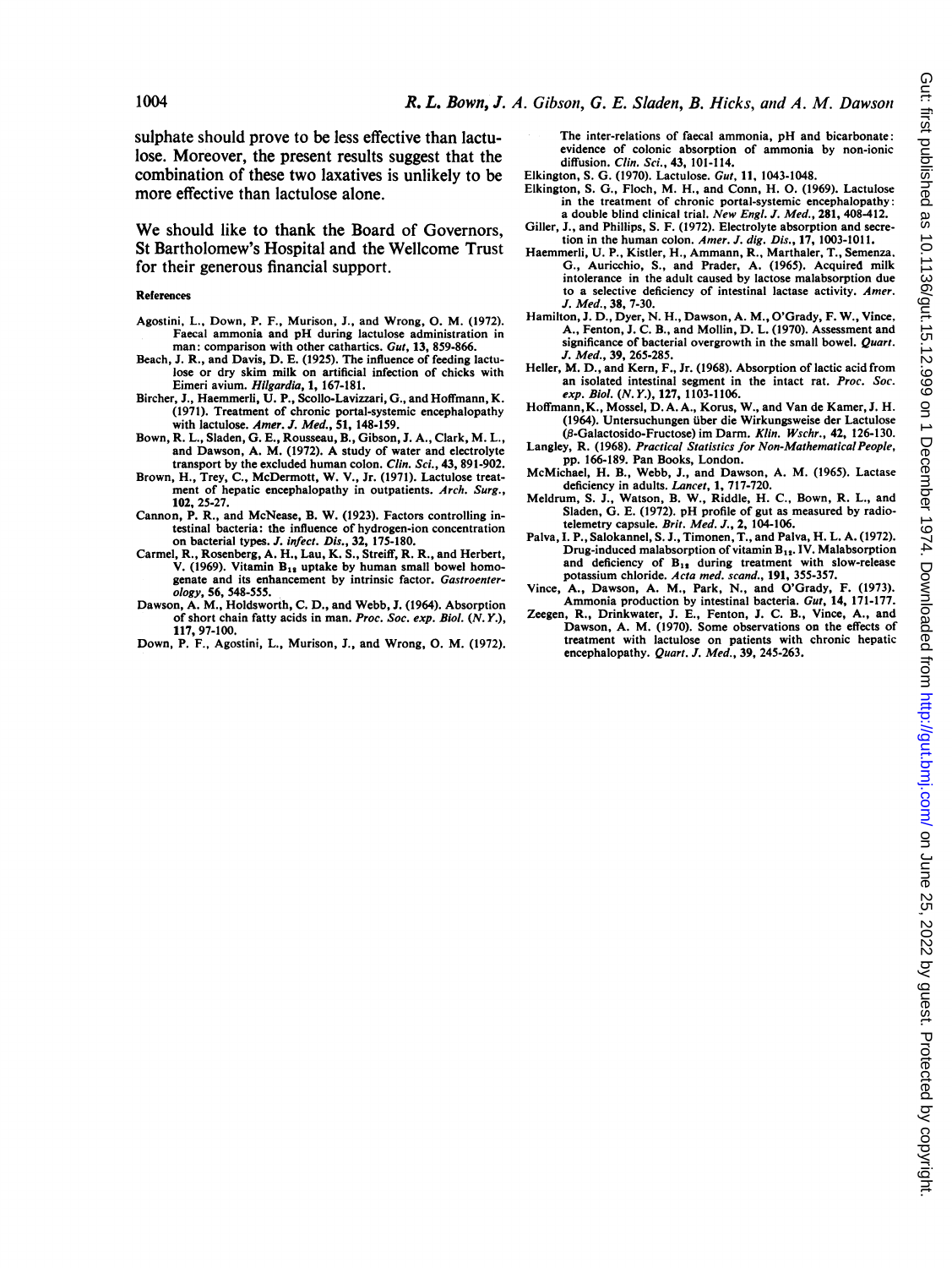sulphate should prove to be less effective than lactulose. Moreover, the present results suggest that the combination of these two laxatives is unlikely to be more effective than lactulose alone.

We should like to thank the Board of Governors, St Bartholomew's Hospital and the Wellcome Trust for their generous financial support.

#### References

Agostini, L., Down, P. F., Murison, J., and Wrong, O. M. (1972). Faecal ammonia and pH during lactulose administration in man: comparison with other cathartics. *Gut*, **13**, 859-866.

Beach, J. R., and Davis, D. E. (1925). The influence of feeding lactulose or dry skim milk on artificial infection of chicks with Eimeri avium. *Hilgardia*, **1**, 167-181.

Bircher, J., Haemmerli, U. P., Scollo-Lavizzari, G., and Hoffmann, K. (1971). Treatment of chronic portal-systemic encephalopathy with lactulose. *Amer. J. Med.*, **51**, 148-159.

Bown, R. L., Sladen, G. E., Rousseau, B., Gibson, J. A., Clark, M. L., and Dawson, A. M. (1972). A study of water and electrolyte transport by the excluded human colon. *Clin. Sci.*, **43**, 891-902.

Brown, H., Trey, C., McDermott, W. V., Jr. (1971). Lactulose treatment of hepatic encephalopathy in outpatients. *Arch. Surg.*, **102**, 25-27.

Cannon, P. R., and McNease, B. W. (1923). Factors controlling intestinal bacteria: the influence of hydrogen-ion concentration on bacterial types. *J. infect. Dis.*, **32**, 175-180.

Carmel, R., Rosenberg, A. H., Lau, K. S., Streiff, R. R., and Herbert, V. (1969). Vitamin $B_{12}$ uptake by human small bowel homogenate and its enhancement by intrinsic factor. *Gastroenterology*, **56**, 548-555.

Dawson, A. M., Holdsworth, C. D., and Webb, J. (1964). Absorption of short chain fatty acids in man. *Proc. Soc. exp. Biol. (N.Y.)*, **117**, 97-100.

Down, P. F., Agostini, L., Murison, J., and Wrong, O. M. (1972). The inter-relations of faecal ammonia, pH and bicarbonate: evidence of colonic absorption of ammonia by non-ionic diffusion. *Clin. Sci.*, **43**, 101-114.

Elkington, S. G. (1970). Lactulose. *Gut*, **11**, 1043-1048.

Elkington, S. G., Floch, M. H., and Conn, H. O. (1969). Lactulose in the treatment of chronic portal-systemic encephalopathy: a double blind clinical trial. *New Engl. J. Med.*, **281**, 408-412.

Giller, J., and Phillips, S. F. (1972). Electrolyte absorption and secretion in the human colon. *Amer. J. dig. Dis.*, **17**, 1003-1011.

Haemmerli, U. P., Kistler, H., Ammann, R., Marthaler, T., Semenza, G., Auricchio, S., and Prader, A. (1965). Acquired milk intolerance in the adult caused by lactose malabsorption due to a selective deficiency of intestinal lactase activity. *Amer. J. Med.*, **38**, 7-30.

Hamilton, J. D., Dyer, N. H., Dawson, A. M., O'Grady, F. W., Vince, A., Fenton, J. C. B., and Mollin, D. L. (1970). Assessment and significance of bacterial overgrowth in the small bowel. *Quart. J. Med.*, **39**, 265-285.

Heller, M. D., and Kern, F., Jr. (1968). Absorption of lactic acid from an isolated intestinal segment in the intact rat. *Proc. Soc. exp. Biol. (N.Y.)*, **127**, 1103-1106.

Hoffmann, K., Mossel, D. A. A., Korus, W., and Van de Kamer, J. H. (1964). Untersuchungen über die Wirkungsweise der Lactulose (β-Galactosido-Fructose) im Darm. *Klin. Wschr.*, **42**, 126-130.

Langley, R. (1968). *Practical Statistics for Non-Mathematical People*, pp. 166-189. Pan Books, London.

McMichael, H. B., Webb, J., and Dawson, A. M. (1965). Lactase deficiency in adults. *Lancet*, **1**, 717-720.

Meldrum, S. J., Watson, B. W., Riddle, H. C., Bown, R. L., and Sladen, G. E. (1972). pH profile of gut as measured by radiotelemetry capsule. *Brit. Med. J.*, **2**, 104-106.

Palva, I. P., Salokannel, S. J., Timonen, T., and Palva, H. L. A. (1972). Drug-induced malabsorption of vitamin $B_{12}$. IV. Malabsorption and deficiency of $B_{12}$ during treatment with slow-release potassium chloride. *Acta med. scand.*, **191**, 355-357.

Vince, A., Dawson, A. M., Park, N., and O'Grady, F. (1973). Ammonia production by intestinal bacteria. *Gut*, **14**, 171-177.

Zeegen, R., Drinkwater, J. E., Fenton, J. C. B., Vince, A., and Dawson, A. M. (1970). Some observations on the effects of treatment with lactulose on patients with chronic hepatic encephalopathy. *Quart. J. Med.*, **39**, 245-263.